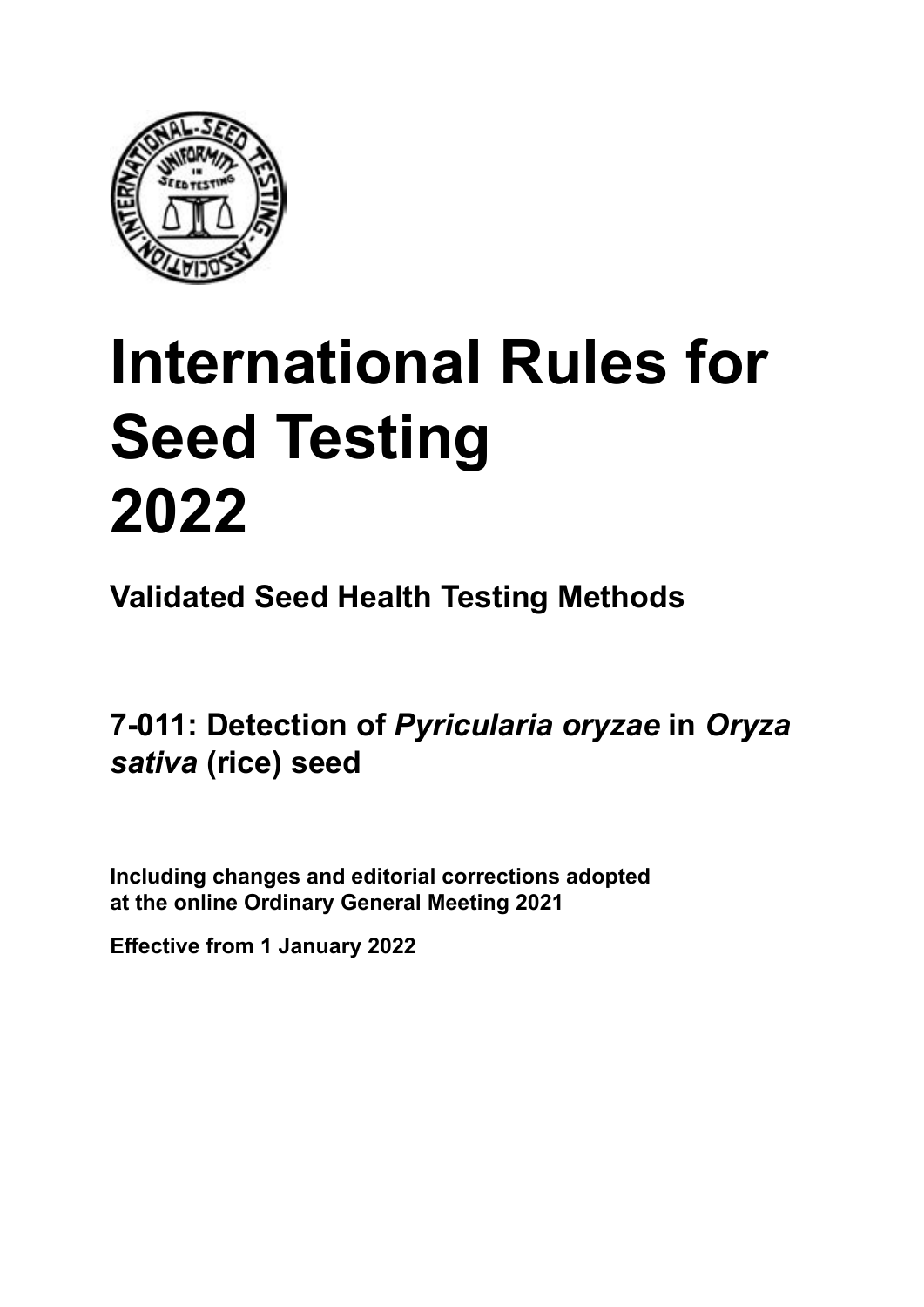# International Rules for Seed Testing 2022

## Validated Seed Health Testing Methods

## 7-011: Detection of *Pyricularia oryzae* in *Oryza sativa* (rice) seed

**Including changes and editorial corrections adopted at the online Ordinary General Meeting 2021**

**Effective from 1 January 2022**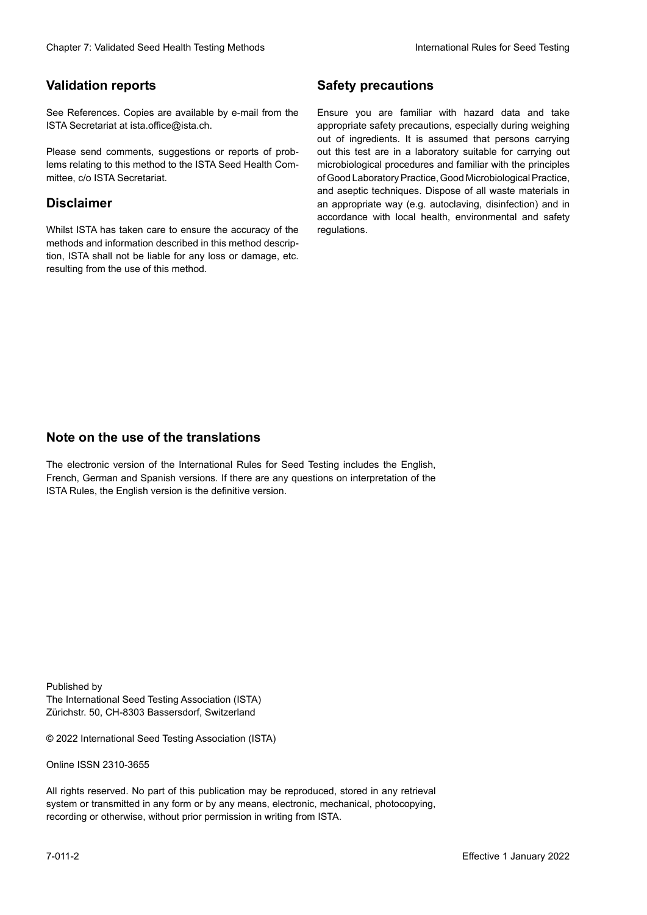## Validation reports

See References. Copies are available by e-mail from the ISTA Secretariat at ista.office@ista.ch.

Please send comments, suggestions or reports of problems relating to this method to the ISTA Seed Health Committee, c/o ISTA Secretariat.

## Disclaimer

Whilst ISTA has taken care to ensure the accuracy of the methods and information described in this method description, ISTA shall not be liable for any loss or damage, etc. resulting from the use of this method.

## Safety precautions

Ensure you are familiar with hazard data and take appropriate safety precautions, especially during weighing out of ingredients. It is assumed that persons carrying out this test are in a laboratory suitable for carrying out microbiological procedures and familiar with the principles of Good Laboratory Practice, Good Microbiological Practice, and aseptic techniques. Dispose of all waste materials in an appropriate way (e.g. autoclaving, disinfection) and in accordance with local health, environmental and safety regulations.

## Note on the use of the translations

The electronic version of the International Rules for Seed Testing includes the English, French, German and Spanish versions. If there are any questions on interpretation of the ISTA Rules, the English version is the definitive version.

Published by
The International Seed Testing Association (ISTA)
Zürichstr. 50, CH-8303 Bassersdorf, Switzerland

© 2022 International Seed Testing Association (ISTA)

Online ISSN 2310-3655

All rights reserved. No part of this publication may be reproduced, stored in any retrieval system or transmitted in any form or by any means, electronic, mechanical, photocopying, recording or otherwise, without prior permission in writing from ISTA.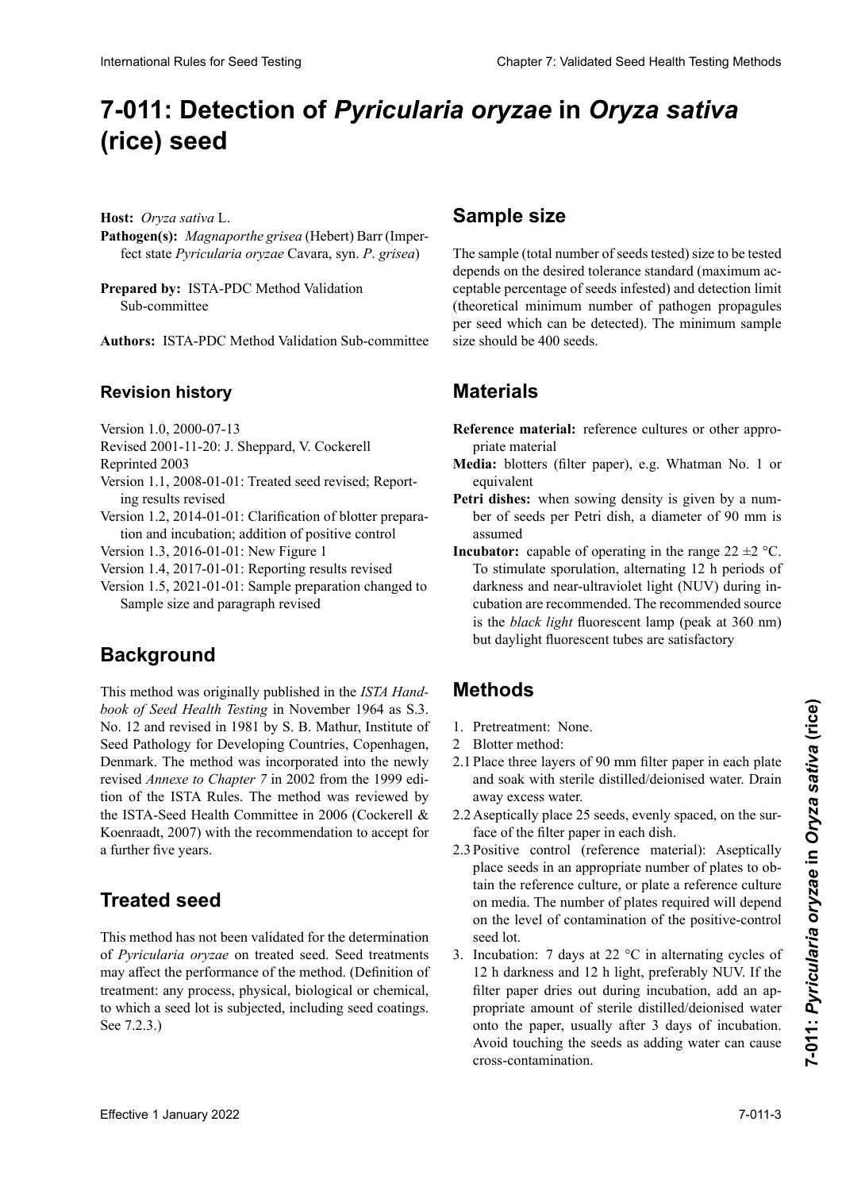# 7-011: Detection of *Pyricularia oryzae* in *Oryza sativa* (rice) seed

**Host:** *Oryza sativa* L.

**Pathogen(s):** *Magnaporthe grisea* (Hebert) Barr (Imperfect state *Pyricularia oryzae* Cavara, syn. *P. grisea*)

**Prepared by:** ISTA-PDC Method Validation Sub-committee

**Authors:** ISTA-PDC Method Validation Sub-committee

### Revision history

Version 1.0, 2000-07-13

Revised 2001-11-20: J. Sheppard, V. Cockerell

Reprinted 2003

Version 1.1, 2008-01-01: Treated seed revised; Reporting results revised

Version 1.2, 2014-01-01: Clarification of blotter preparation and incubation; addition of positive control

Version 1.3, 2016-01-01: New Figure 1

Version 1.4, 2017-01-01: Reporting results revised

Version 1.5, 2021-01-01: Sample preparation changed to Sample size and paragraph revised

## Background

This method was originally published in the *ISTA Handbook of Seed Health Testing* in November 1964 as S.3. No. 12 and revised in 1981 by S. B. Mathur, Institute of Seed Pathology for Developing Countries, Copenhagen, Denmark. The method was incorporated into the newly revised *Annexe to Chapter 7* in 2002 from the 1999 edition of the ISTA Rules. The method was reviewed by the ISTA-Seed Health Committee in 2006 (Cockerell & Koenraadt, 2007) with the recommendation to accept for a further five years.

## Treated seed

This method has not been validated for the determination of *Pyricularia oryzae* on treated seed. Seed treatments may affect the performance of the method. (Definition of treatment: any process, physical, biological or chemical, to which a seed lot is subjected, including seed coatings. See 7.2.3.)

## Sample size

The sample (total number of seeds tested) size to be tested depends on the desired tolerance standard (maximum acceptable percentage of seeds infested) and detection limit (theoretical minimum number of pathogen propagules per seed which can be detected). The minimum sample size should be 400 seeds.

## Materials

**Reference material:** reference cultures or other appropriate material

**Media:** blotters (filter paper), e.g. Whatman No. 1 or equivalent

**Petri dishes:** when sowing density is given by a number of seeds per Petri dish, a diameter of 90 mm is assumed

**Incubator:** capable of operating in the range 22 ±2 °C. To stimulate sporulation, alternating 12 h periods of darkness and near-ultraviolet light (NUV) during incubation are recommended. The recommended source is the *black light* fluorescent lamp (peak at 360 nm) but daylight fluorescent tubes are satisfactory

## Methods

1. Pretreatment: None.
2. Blotter method:

2.1 Place three layers of 90 mm filter paper in each plate and soak with sterile distilled/deionised water. Drain away excess water.

2.2 Aseptically place 25 seeds, evenly spaced, on the surface of the filter paper in each dish.

2.3 Positive control (reference material): Aseptically place seeds in an appropriate number of plates to obtain the reference culture, or plate a reference culture on media. The number of plates required will depend on the level of contamination of the positive-control seed lot.

3. Incubation: 7 days at 22 °C in alternating cycles of 12 h darkness and 12 h light, preferably NUV. If the filter paper dries out during incubation, add an appropriate amount of sterile distilled/deionised water onto the paper, usually after 3 days of incubation. Avoid touching the seeds as adding water can cause cross-contamination.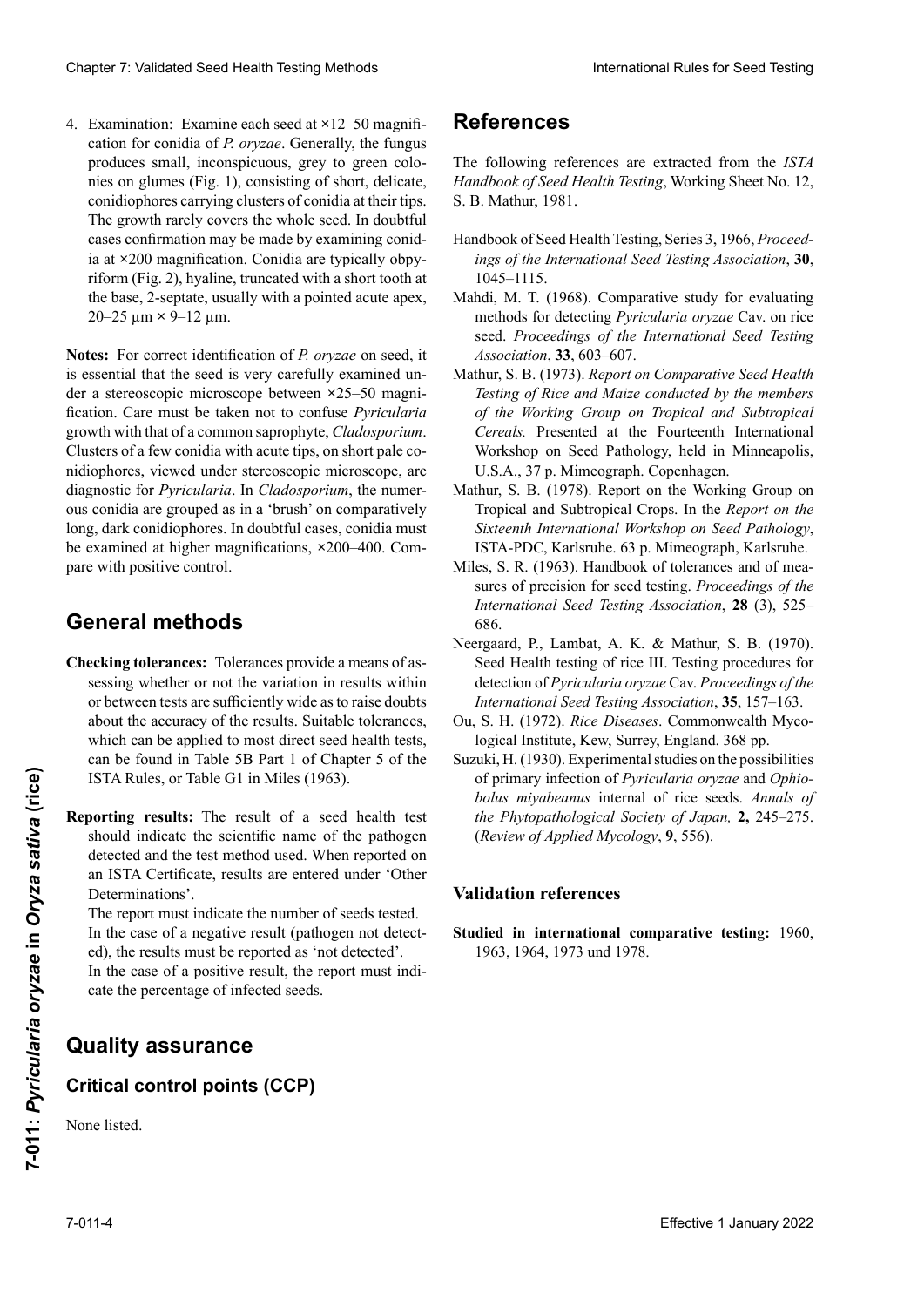4. Examination: Examine each seed at ×12–50 magnification for conidia of *P. oryzae*. Generally, the fungus produces small, inconspicuous, grey to green colonies on glumes (Fig. 1), consisting of short, delicate, conidiophores carrying clusters of conidia at their tips. The growth rarely covers the whole seed. In doubtful cases confirmation may be made by examining conidia at ×200 magnification. Conidia are typically obpyriform (Fig. 2), hyaline, truncated with a short tooth at the base, 2-septate, usually with a pointed acute apex, 20–25 µm × 9–12 µm.

**Notes:** For correct identification of *P. oryzae* on seed, it is essential that the seed is very carefully examined under a stereoscopic microscope between ×25–50 magnification. Care must be taken not to confuse *Pyricularia* growth with that of a common saprophyte, *Cladosporium*. Clusters of a few conidia with acute tips, on short pale conidiophores, viewed under stereoscopic microscope, are diagnostic for *Pyricularia*. In *Cladosporium*, the numerous conidia are grouped as in a 'brush' on comparatively long, dark conidiophores. In doubtful cases, conidia must be examined at higher magnifications, ×200–400. Compare with positive control.

## General methods

**Checking tolerances:** Tolerances provide a means of assessing whether or not the variation in results within or between tests are sufficiently wide as to raise doubts about the accuracy of the results. Suitable tolerances, which can be applied to most direct seed health tests, can be found in Table 5B Part 1 of Chapter 5 of the ISTA Rules, or Table G1 in Miles (1963).

**Reporting results:** The result of a seed health test should indicate the scientific name of the pathogen detected and the test method used. When reported on an ISTA Certificate, results are entered under 'Other Determinations'.

The report must indicate the number of seeds tested.

In the case of a negative result (pathogen not detected), the results must be reported as 'not detected'.

In the case of a positive result, the report must indicate the percentage of infected seeds.

## Quality assurance

### Critical control points (CCP)

None listed.

## References

The following references are extracted from the *ISTA Handbook of Seed Health Testing*, Working Sheet No. 12, S. B. Mathur, 1981.

Handbook of Seed Health Testing, Series 3, 1966, *Proceedings of the International Seed Testing Association*, **30**, 1045–1115.

Mahdi, M. T. (1968). Comparative study for evaluating methods for detecting *Pyricularia oryzae* Cav. on rice seed. *Proceedings of the International Seed Testing Association*, **33**, 603–607.

Mathur, S. B. (1973). *Report on Comparative Seed Health Testing of Rice and Maize conducted by the members of the Working Group on Tropical and Subtropical Cereals.* Presented at the Fourteenth International Workshop on Seed Pathology, held in Minneapolis, U.S.A., 37 p. Mimeograph. Copenhagen.

Mathur, S. B. (1978). Report on the Working Group on Tropical and Subtropical Crops. In the *Report on the Sixteenth International Workshop on Seed Pathology*, ISTA-PDC, Karlsruhe. 63 p. Mimeograph, Karlsruhe.

Miles, S. R. (1963). Handbook of tolerances and of measures of precision for seed testing. *Proceedings of the International Seed Testing Association*, **28** (3), 525–686.

Neergaard, P., Lambat, A. K. & Mathur, S. B. (1970). Seed Health testing of rice III. Testing procedures for detection of *Pyricularia oryzae* Cav. *Proceedings of the International Seed Testing Association*, **35**, 157–163.

Ou, S. H. (1972). *Rice Diseases*. Commonwealth Mycological Institute, Kew, Surrey, England. 368 pp.

Suzuki, H. (1930). Experimental studies on the possibilities of primary infection of *Pyricularia oryzae* and *Ophiobolus miyabeanus* internal of rice seeds. *Annals of the Phytopathological Society of Japan,* **2,** 245–275. (*Review of Applied Mycology*, **9**, 556).

### Validation references

**Studied in international comparative testing:** 1960, 1963, 1964, 1973 und 1978.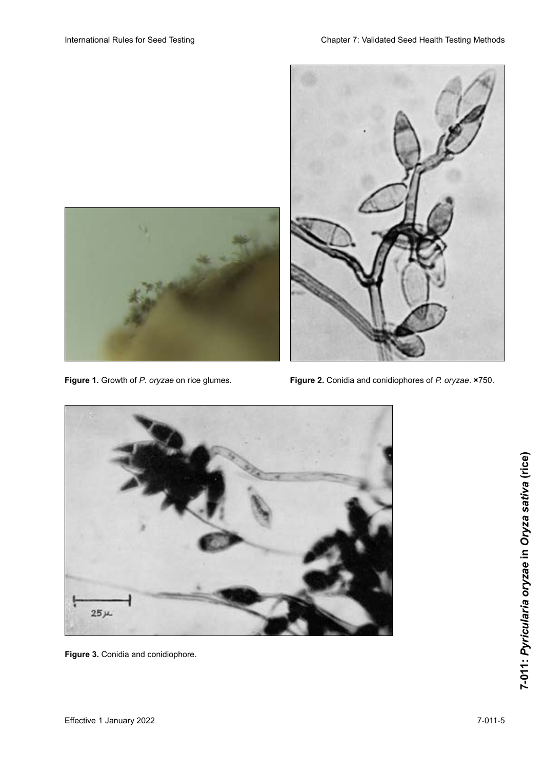**Figure 1.** Growth of *P. oryzae* on rice glumes.

**Figure 2.** Conidia and conidiophores of *P. oryzae*. ×750.

**Figure 3.** Conidia and conidiophore.